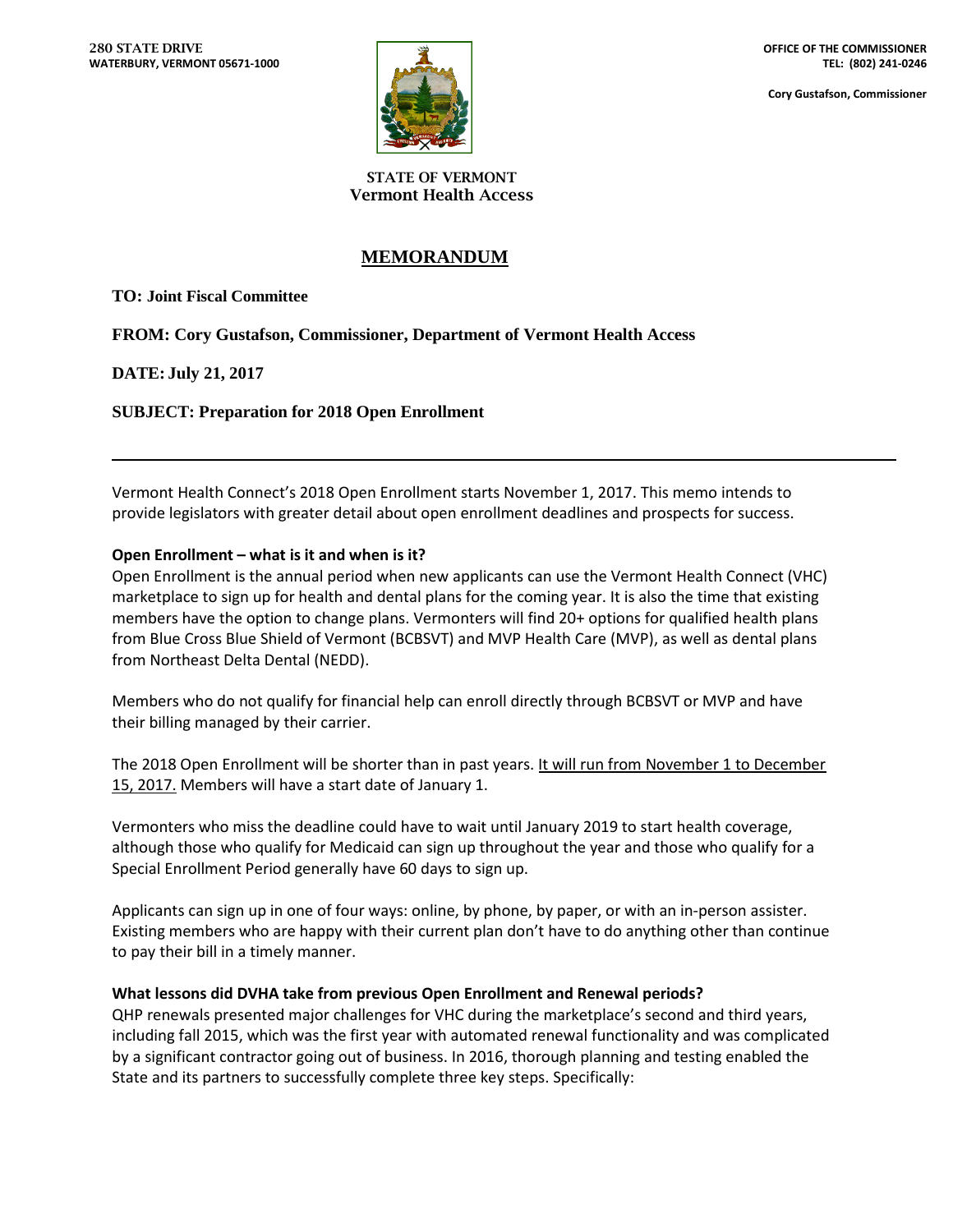280 STATE DRIVE
WATERBURY, VERMONT 05671-1000

OFFICE OF THE COMMISSIONER
TEL: (802) 241-0246

Cory Gustafson, Commissioner

STATE OF VERMONT
Vermont Health Access

# MEMORANDUM

**TO: Joint Fiscal Committee**

**FROM: Cory Gustafson, Commissioner, Department of Vermont Health Access**

**DATE: July 21, 2017**

**SUBJECT: Preparation for 2018 Open Enrollment**

---

Vermont Health Connect's 2018 Open Enrollment starts November 1, 2017. This memo intends to provide legislators with greater detail about open enrollment deadlines and prospects for success.

**Open Enrollment – what is it and when is it?**

Open Enrollment is the annual period when new applicants can use the Vermont Health Connect (VHC) marketplace to sign up for health and dental plans for the coming year. It is also the time that existing members have the option to change plans. Vermonters will find 20+ options for qualified health plans from Blue Cross Blue Shield of Vermont (BCBSVT) and MVP Health Care (MVP), as well as dental plans from Northeast Delta Dental (NEDD).

Members who do not qualify for financial help can enroll directly through BCBSVT or MVP and have their billing managed by their carrier.

The 2018 Open Enrollment will be shorter than in past years. It will run from November 1 to December 15, 2017. Members will have a start date of January 1.

Vermonters who miss the deadline could have to wait until January 2019 to start health coverage, although those who qualify for Medicaid can sign up throughout the year and those who qualify for a Special Enrollment Period generally have 60 days to sign up.

Applicants can sign up in one of four ways: online, by phone, by paper, or with an in-person assister. Existing members who are happy with their current plan don't have to do anything other than continue to pay their bill in a timely manner.

**What lessons did DVHA take from previous Open Enrollment and Renewal periods?**

QHP renewals presented major challenges for VHC during the marketplace's second and third years, including fall 2015, which was the first year with automated renewal functionality and was complicated by a significant contractor going out of business. In 2016, thorough planning and testing enabled the State and its partners to successfully complete three key steps. Specifically: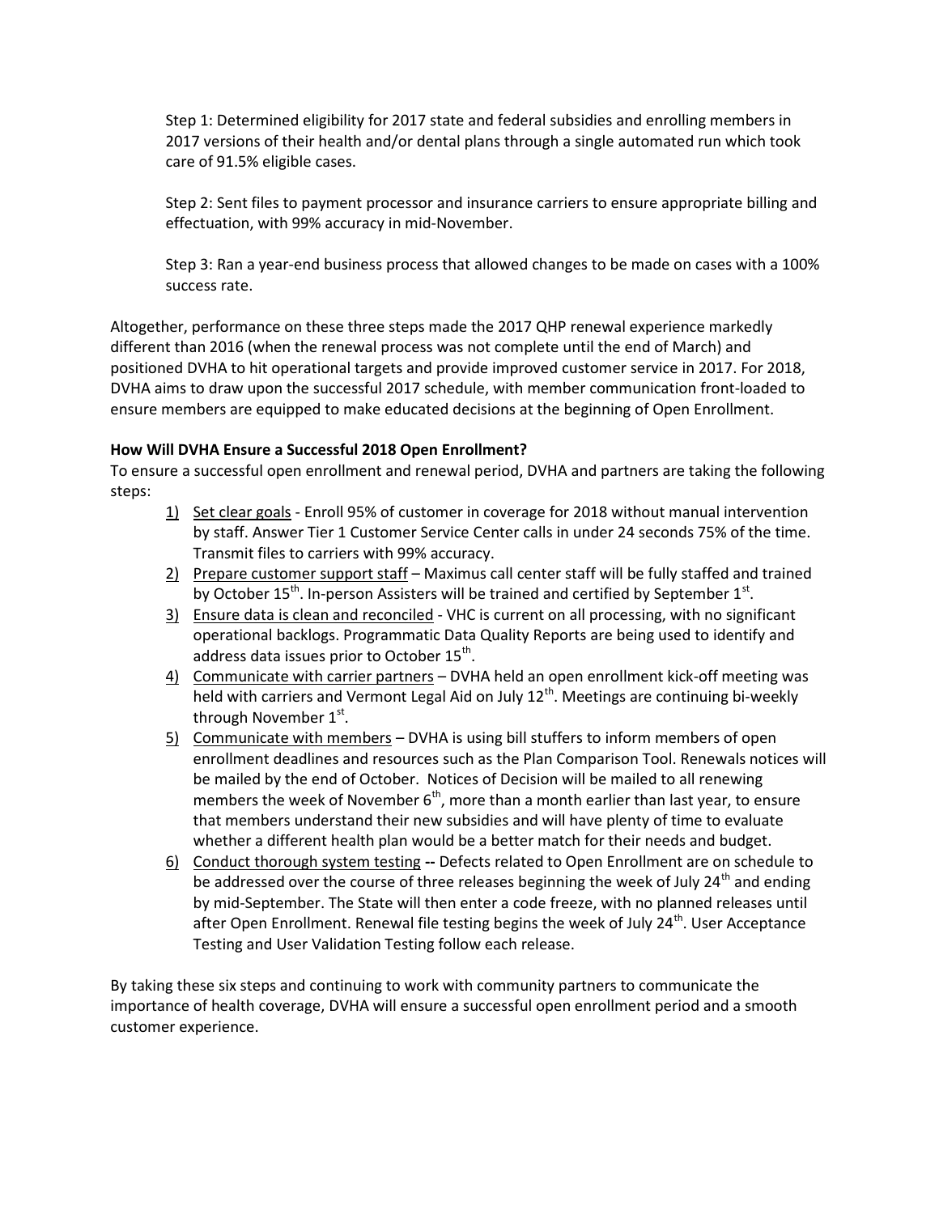Step 1: Determined eligibility for 2017 state and federal subsidies and enrolling members in 2017 versions of their health and/or dental plans through a single automated run which took care of 91.5% eligible cases.

Step 2: Sent files to payment processor and insurance carriers to ensure appropriate billing and effectuation, with 99% accuracy in mid-November.

Step 3: Ran a year-end business process that allowed changes to be made on cases with a 100% success rate.

Altogether, performance on these three steps made the 2017 QHP renewal experience markedly different than 2016 (when the renewal process was not complete until the end of March) and positioned DVHA to hit operational targets and provide improved customer service in 2017. For 2018, DVHA aims to draw upon the successful 2017 schedule, with member communication front-loaded to ensure members are equipped to make educated decisions at the beginning of Open Enrollment.

**How Will DVHA Ensure a Successful 2018 Open Enrollment?**

To ensure a successful open enrollment and renewal period, DVHA and partners are taking the following steps:

1) Set clear goals - Enroll 95% of customer in coverage for 2018 without manual intervention by staff. Answer Tier 1 Customer Service Center calls in under 24 seconds 75% of the time. Transmit files to carriers with 99% accuracy.
2) Prepare customer support staff – Maximus call center staff will be fully staffed and trained by October 15th. In-person Assisters will be trained and certified by September 1st.
3) Ensure data is clean and reconciled - VHC is current on all processing, with no significant operational backlogs. Programmatic Data Quality Reports are being used to identify and address data issues prior to October 15th.
4) Communicate with carrier partners – DVHA held an open enrollment kick-off meeting was held with carriers and Vermont Legal Aid on July 12th. Meetings are continuing bi-weekly through November 1st.
5) Communicate with members – DVHA is using bill stuffers to inform members of open enrollment deadlines and resources such as the Plan Comparison Tool. Renewals notices will be mailed by the end of October. Notices of Decision will be mailed to all renewing members the week of November 6th, more than a month earlier than last year, to ensure that members understand their new subsidies and will have plenty of time to evaluate whether a different health plan would be a better match for their needs and budget.
6) Conduct thorough system testing **--** Defects related to Open Enrollment are on schedule to be addressed over the course of three releases beginning the week of July 24th and ending by mid-September. The State will then enter a code freeze, with no planned releases until after Open Enrollment. Renewal file testing begins the week of July 24th. User Acceptance Testing and User Validation Testing follow each release.

By taking these six steps and continuing to work with community partners to communicate the importance of health coverage, DVHA will ensure a successful open enrollment period and a smooth customer experience.